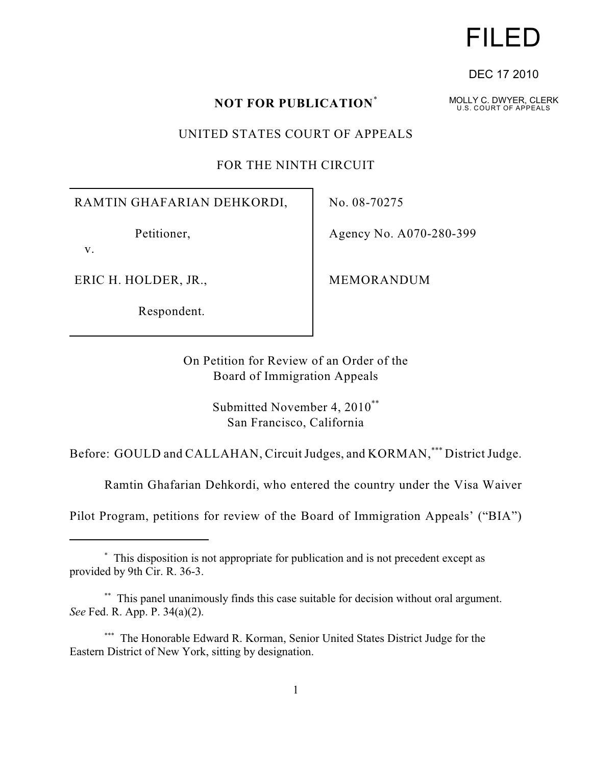FILED

DEC 17 2010

MOLLY C. DWYER, CLERK
U.S. COURT OF APPEALS

**NOT FOR PUBLICATION**[*]

UNITED STATES COURT OF APPEALS

FOR THE NINTH CIRCUIT

| | |
|---|---|
| RAMTIN GHAFARIAN DEHKORDI, Petitioner, v. ERIC H. HOLDER, JR., Respondent. | No. 08-70275 Agency No. A070-280-399 MEMORANDUM |

On Petition for Review of an Order of the Board of Immigration Appeals

Submitted November 4, 2010[**]
San Francisco, California

Before: GOULD and CALLAHAN, Circuit Judges, and KORMAN,[***] District Judge.

Ramtin Ghafarian Dehkordi, who entered the country under the Visa Waiver Pilot Program, petitions for review of the Board of Immigration Appeals' ("BIA")

---

[*] This disposition is not appropriate for publication and is not precedent except as provided by 9th Cir. R. 36-3.

[**] This panel unanimously finds this case suitable for decision without oral argument. *See* Fed. R. App. P. 34(a)(2).

[***] The Honorable Edward R. Korman, Senior United States District Judge for the Eastern District of New York, sitting by designation.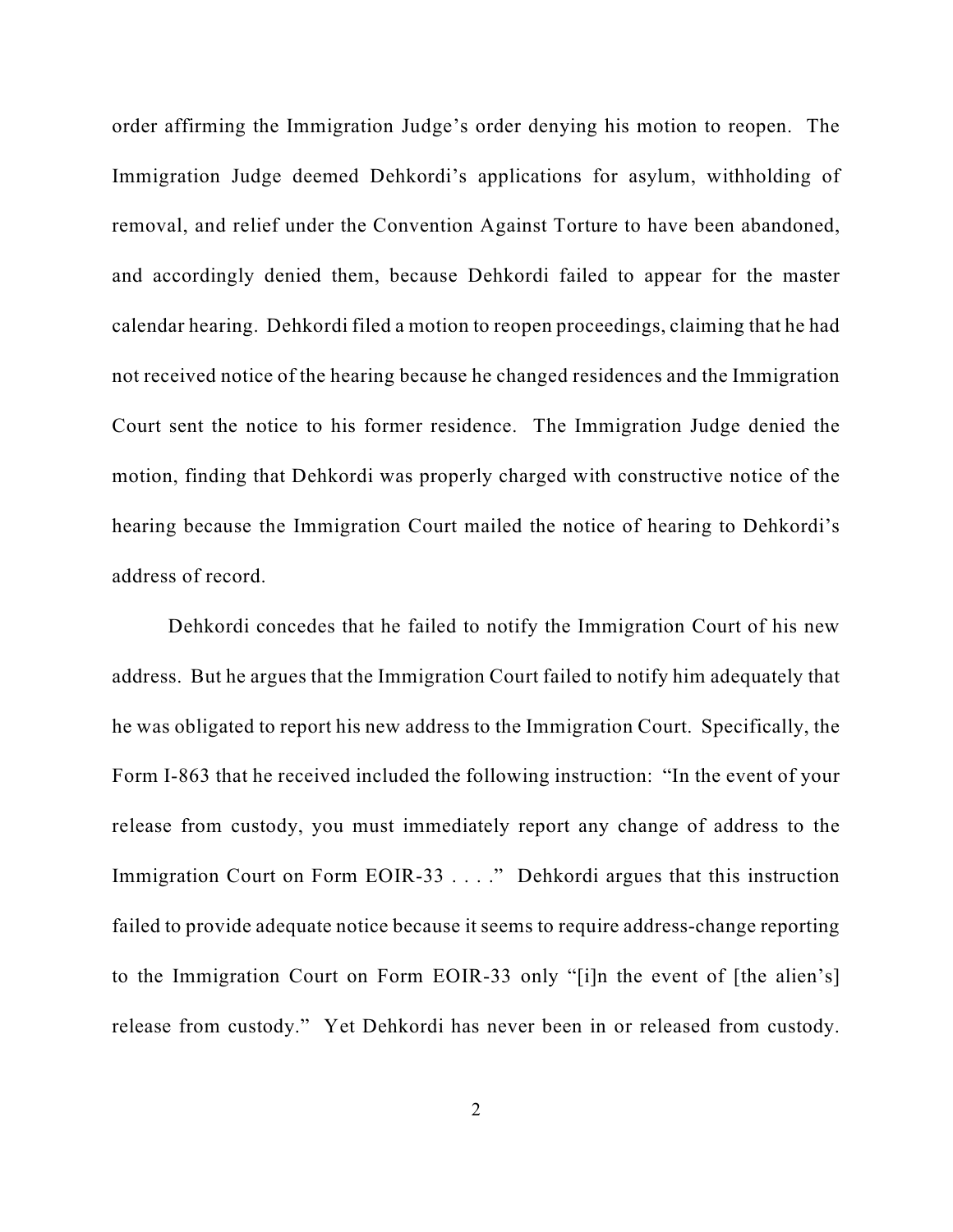order affirming the Immigration Judge's order denying his motion to reopen. The Immigration Judge deemed Dehkordi's applications for asylum, withholding of removal, and relief under the Convention Against Torture to have been abandoned, and accordingly denied them, because Dehkordi failed to appear for the master calendar hearing. Dehkordi filed a motion to reopen proceedings, claiming that he had not received notice of the hearing because he changed residences and the Immigration Court sent the notice to his former residence. The Immigration Judge denied the motion, finding that Dehkordi was properly charged with constructive notice of the hearing because the Immigration Court mailed the notice of hearing to Dehkordi's address of record.

Dehkordi concedes that he failed to notify the Immigration Court of his new address. But he argues that the Immigration Court failed to notify him adequately that he was obligated to report his new address to the Immigration Court. Specifically, the Form I-863 that he received included the following instruction: "In the event of your release from custody, you must immediately report any change of address to the Immigration Court on Form EOIR-33 . . . ." Dehkordi argues that this instruction failed to provide adequate notice because it seems to require address-change reporting to the Immigration Court on Form EOIR-33 only "[i]n the event of [the alien's] release from custody." Yet Dehkordi has never been in or released from custody.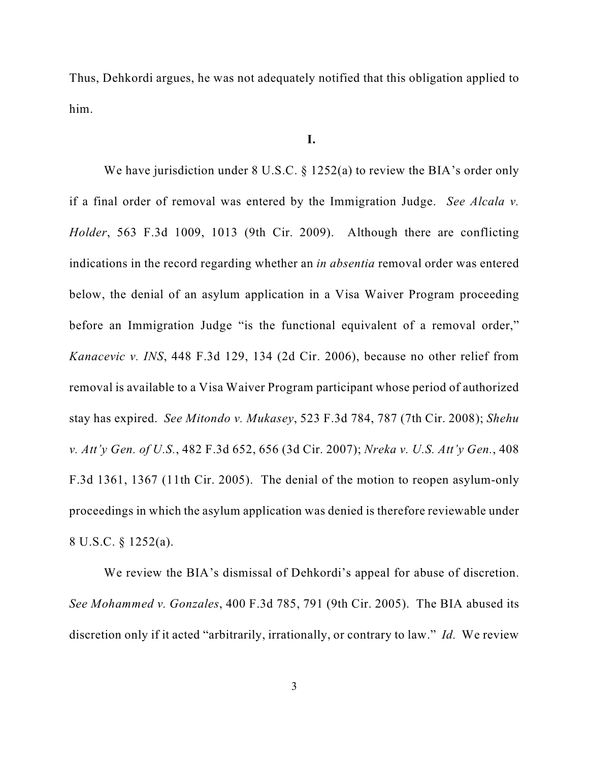Thus, Dehkordi argues, he was not adequately notified that this obligation applied to him.

**I.**

We have jurisdiction under 8 U.S.C. § 1252(a) to review the BIA's order only if a final order of removal was entered by the Immigration Judge. *See Alcala v. Holder*, 563 F.3d 1009, 1013 (9th Cir. 2009). Although there are conflicting indications in the record regarding whether an *in absentia* removal order was entered below, the denial of an asylum application in a Visa Waiver Program proceeding before an Immigration Judge "is the functional equivalent of a removal order," *Kanacevic v. INS*, 448 F.3d 129, 134 (2d Cir. 2006), because no other relief from removal is available to a Visa Waiver Program participant whose period of authorized stay has expired. *See Mitondo v. Mukasey*, 523 F.3d 784, 787 (7th Cir. 2008); *Shehu v. Att'y Gen. of U.S.*, 482 F.3d 652, 656 (3d Cir. 2007); *Nreka v. U.S. Att'y Gen.*, 408 F.3d 1361, 1367 (11th Cir. 2005). The denial of the motion to reopen asylum-only proceedings in which the asylum application was denied is therefore reviewable under 8 U.S.C. § 1252(a).

We review the BIA's dismissal of Dehkordi's appeal for abuse of discretion. *See Mohammed v. Gonzales*, 400 F.3d 785, 791 (9th Cir. 2005). The BIA abused its discretion only if it acted "arbitrarily, irrationally, or contrary to law." *Id.* We review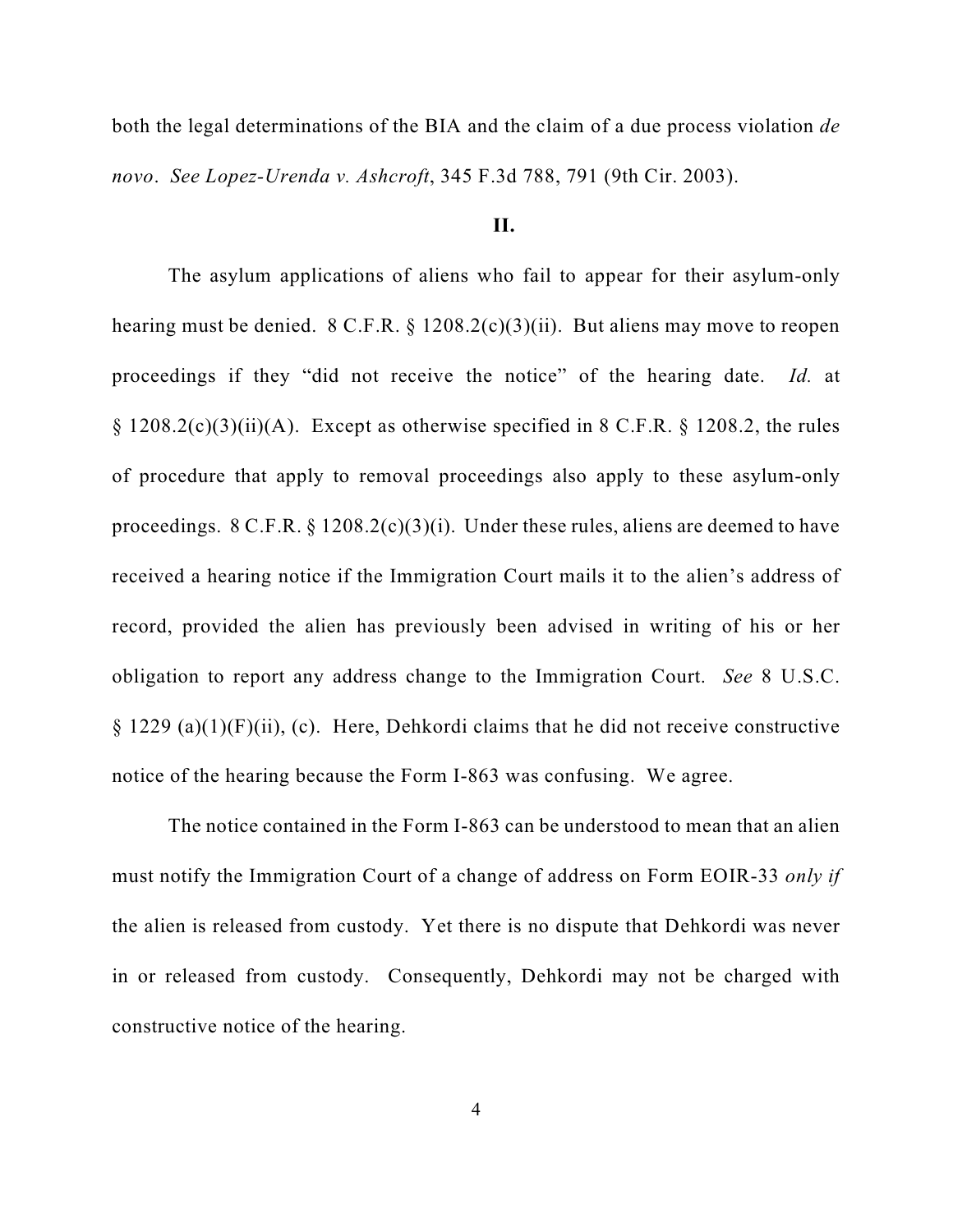both the legal determinations of the BIA and the claim of a due process violation *de novo*. *See Lopez-Urenda v. Ashcroft*, 345 F.3d 788, 791 (9th Cir. 2003).

**II.**

The asylum applications of aliens who fail to appear for their asylum-only hearing must be denied. 8 C.F.R. § 1208.2(c)(3)(ii). But aliens may move to reopen proceedings if they "did not receive the notice" of the hearing date. *Id.* at § 1208.2(c)(3)(ii)(A). Except as otherwise specified in 8 C.F.R. § 1208.2, the rules of procedure that apply to removal proceedings also apply to these asylum-only proceedings. 8 C.F.R. § 1208.2(c)(3)(i). Under these rules, aliens are deemed to have received a hearing notice if the Immigration Court mails it to the alien's address of record, provided the alien has previously been advised in writing of his or her obligation to report any address change to the Immigration Court. *See* 8 U.S.C. § 1229 (a)(1)(F)(ii), (c). Here, Dehkordi claims that he did not receive constructive notice of the hearing because the Form I-863 was confusing. We agree.

The notice contained in the Form I-863 can be understood to mean that an alien must notify the Immigration Court of a change of address on Form EOIR-33 *only if* the alien is released from custody. Yet there is no dispute that Dehkordi was never in or released from custody. Consequently, Dehkordi may not be charged with constructive notice of the hearing.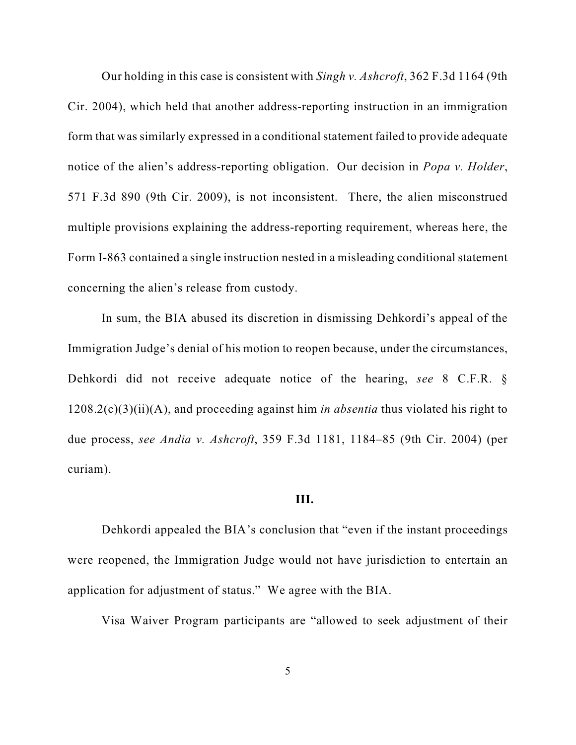Our holding in this case is consistent with *Singh v. Ashcroft*, 362 F.3d 1164 (9th Cir. 2004), which held that another address-reporting instruction in an immigration form that was similarly expressed in a conditional statement failed to provide adequate notice of the alien's address-reporting obligation. Our decision in *Popa v. Holder*, 571 F.3d 890 (9th Cir. 2009), is not inconsistent. There, the alien misconstrued multiple provisions explaining the address-reporting requirement, whereas here, the Form I-863 contained a single instruction nested in a misleading conditional statement concerning the alien's release from custody.

In sum, the BIA abused its discretion in dismissing Dehkordi's appeal of the Immigration Judge's denial of his motion to reopen because, under the circumstances, Dehkordi did not receive adequate notice of the hearing, *see* 8 C.F.R. § 1208.2(c)(3)(ii)(A), and proceeding against him *in absentia* thus violated his right to due process, *see Andia v. Ashcroft*, 359 F.3d 1181, 1184–85 (9th Cir. 2004) (per curiam).

## III.

Dehkordi appealed the BIA's conclusion that "even if the instant proceedings were reopened, the Immigration Judge would not have jurisdiction to entertain an application for adjustment of status." We agree with the BIA.

Visa Waiver Program participants are "allowed to seek adjustment of their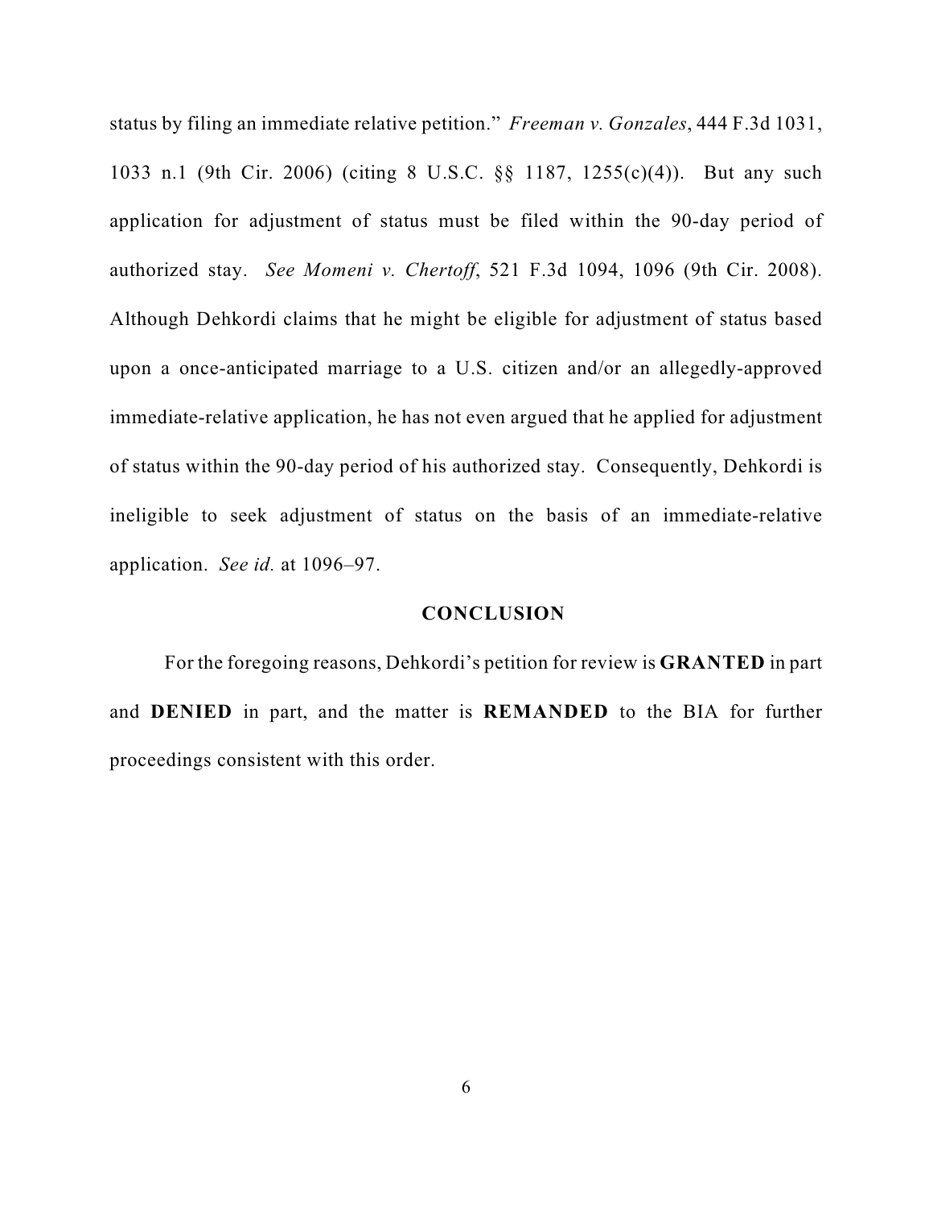status by filing an immediate relative petition." *Freeman v. Gonzales*, 444 F.3d 1031, 1033 n.1 (9th Cir. 2006) (citing 8 U.S.C. §§ 1187, 1255(c)(4)). But any such application for adjustment of status must be filed within the 90-day period of authorized stay. *See Momeni v. Chertoff*, 521 F.3d 1094, 1096 (9th Cir. 2008). Although Dehkordi claims that he might be eligible for adjustment of status based upon a once-anticipated marriage to a U.S. citizen and/or an allegedly-approved immediate-relative application, he has not even argued that he applied for adjustment of status within the 90-day period of his authorized stay. Consequently, Dehkordi is ineligible to seek adjustment of status on the basis of an immediate-relative application. *See id.* at 1096–97.

## CONCLUSION

For the foregoing reasons, Dehkordi's petition for review is **GRANTED** in part and **DENIED** in part, and the matter is **REMANDED** to the BIA for further proceedings consistent with this order.